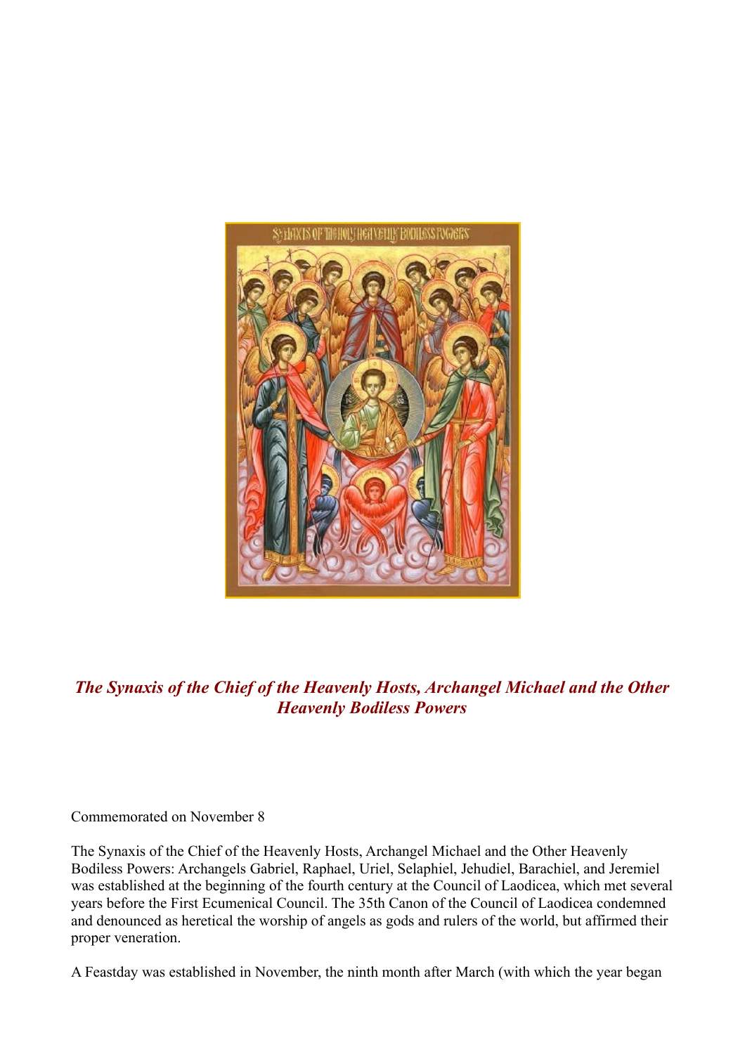## *The Synaxis of the Chief of the Heavenly Hosts, Archangel Michael and the Other Heavenly Bodiless Powers*

Commemorated on November 8

The Synaxis of the Chief of the Heavenly Hosts, Archangel Michael and the Other Heavenly Bodiless Powers: Archangels Gabriel, Raphael, Uriel, Selaphiel, Jehudiel, Barachiel, and Jeremiel was established at the beginning of the fourth century at the Council of Laodicea, which met several years before the First Ecumenical Council. The 35th Canon of the Council of Laodicea condemned and denounced as heretical the worship of angels as gods and rulers of the world, but affirmed their proper veneration.

A Feastday was established in November, the ninth month after March (with which the year began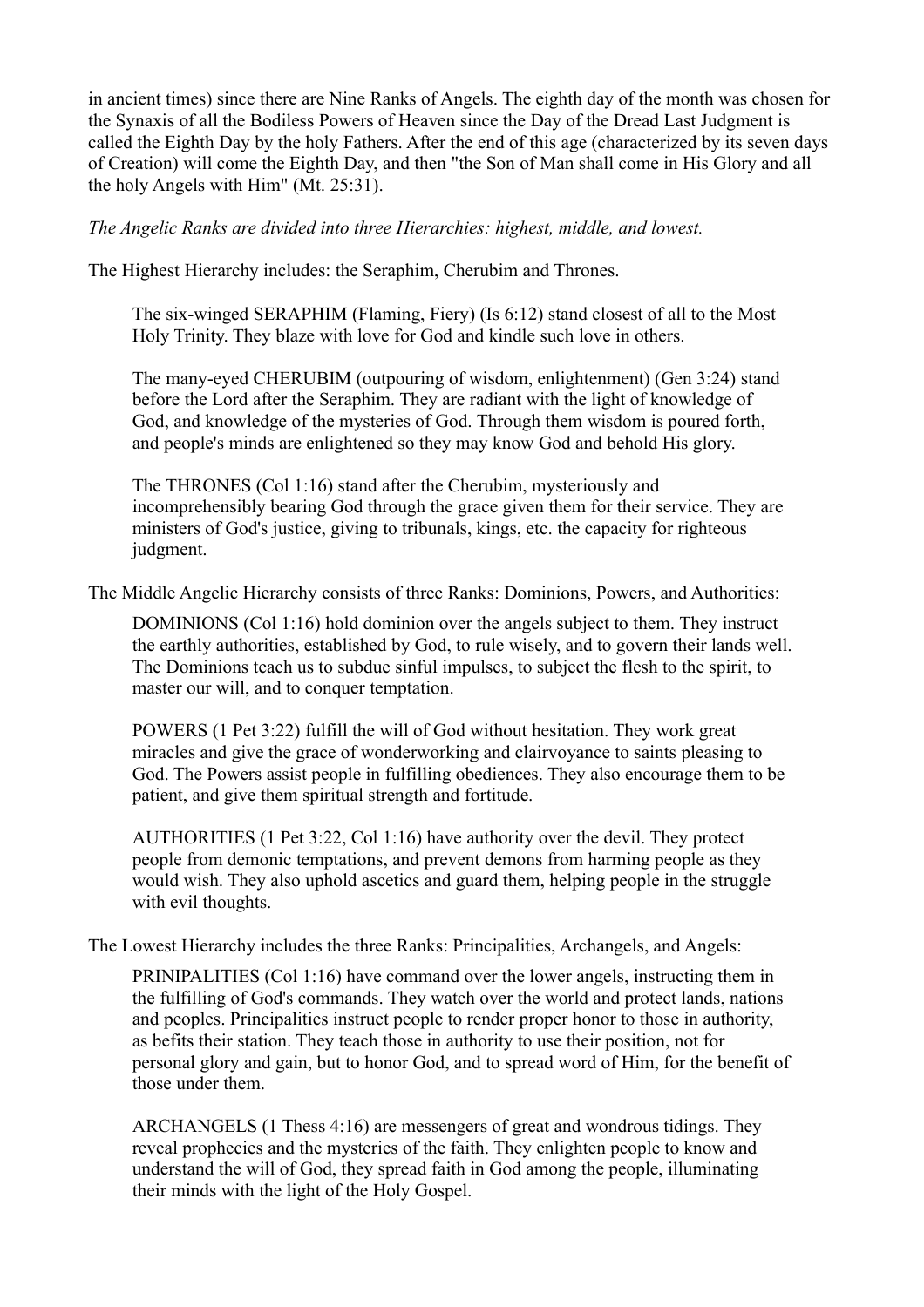in ancient times) since there are Nine Ranks of Angels. The eighth day of the month was chosen for the Synaxis of all the Bodiless Powers of Heaven since the Day of the Dread Last Judgment is called the Eighth Day by the holy Fathers. After the end of this age (characterized by its seven days of Creation) will come the Eighth Day, and then "the Son of Man shall come in His Glory and all the holy Angels with Him" (Mt. 25:31).

*The Angelic Ranks are divided into three Hierarchies: highest, middle, and lowest.*

The Highest Hierarchy includes: the Seraphim, Cherubim and Thrones.

> The six-winged SERAPHIM (Flaming, Fiery) (Is 6:12) stand closest of all to the Most Holy Trinity. They blaze with love for God and kindle such love in others.
>
> The many-eyed CHERUBIM (outpouring of wisdom, enlightenment) (Gen 3:24) stand before the Lord after the Seraphim. They are radiant with the light of knowledge of God, and knowledge of the mysteries of God. Through them wisdom is poured forth, and people's minds are enlightened so they may know God and behold His glory.
>
> The THRONES (Col 1:16) stand after the Cherubim, mysteriously and incomprehensibly bearing God through the grace given them for their service. They are ministers of God's justice, giving to tribunals, kings, etc. the capacity for righteous judgment.

The Middle Angelic Hierarchy consists of three Ranks: Dominions, Powers, and Authorities:

> DOMINIONS (Col 1:16) hold dominion over the angels subject to them. They instruct the earthly authorities, established by God, to rule wisely, and to govern their lands well. The Dominions teach us to subdue sinful impulses, to subject the flesh to the spirit, to master our will, and to conquer temptation.
>
> POWERS (1 Pet 3:22) fulfill the will of God without hesitation. They work great miracles and give the grace of wonderworking and clairvoyance to saints pleasing to God. The Powers assist people in fulfilling obediences. They also encourage them to be patient, and give them spiritual strength and fortitude.
>
> AUTHORITIES (1 Pet 3:22, Col 1:16) have authority over the devil. They protect people from demonic temptations, and prevent demons from harming people as they would wish. They also uphold ascetics and guard them, helping people in the struggle with evil thoughts.

The Lowest Hierarchy includes the three Ranks: Principalities, Archangels, and Angels:

> PRINIPALITIES (Col 1:16) have command over the lower angels, instructing them in the fulfilling of God's commands. They watch over the world and protect lands, nations and peoples. Principalities instruct people to render proper honor to those in authority, as befits their station. They teach those in authority to use their position, not for personal glory and gain, but to honor God, and to spread word of Him, for the benefit of those under them.
>
> ARCHANGELS (1 Thess 4:16) are messengers of great and wondrous tidings. They reveal prophecies and the mysteries of the faith. They enlighten people to know and understand the will of God, they spread faith in God among the people, illuminating their minds with the light of the Holy Gospel.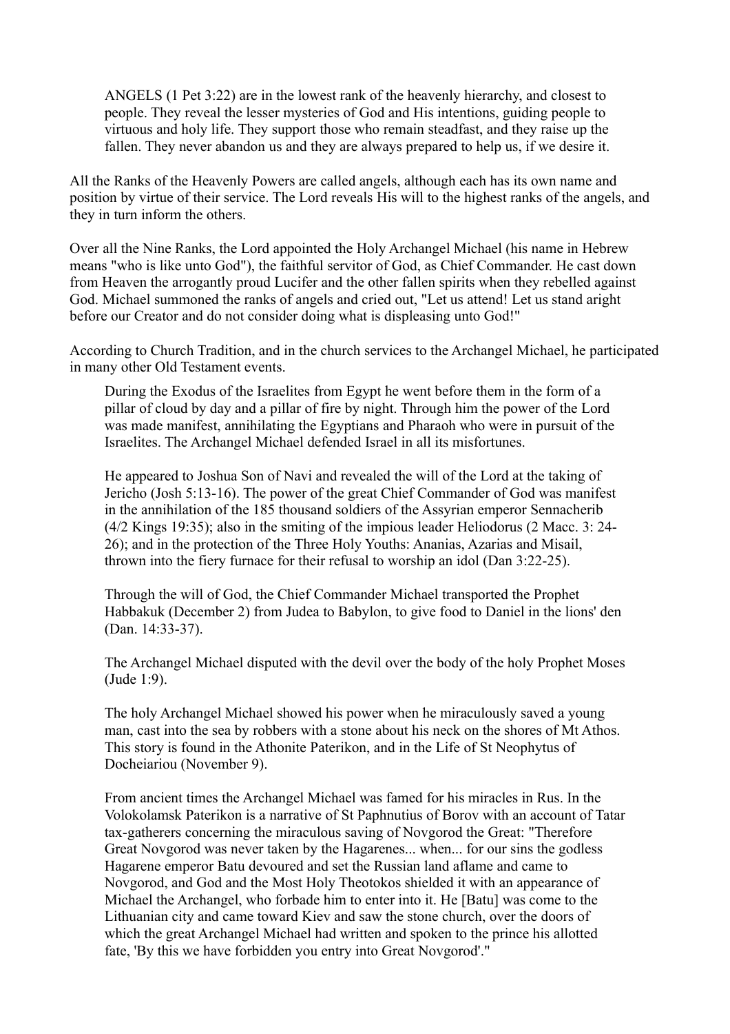> ANGELS (1 Pet 3:22) are in the lowest rank of the heavenly hierarchy, and closest to people. They reveal the lesser mysteries of God and His intentions, guiding people to virtuous and holy life. They support those who remain steadfast, and they raise up the fallen. They never abandon us and they are always prepared to help us, if we desire it.

All the Ranks of the Heavenly Powers are called angels, although each has its own name and position by virtue of their service. The Lord reveals His will to the highest ranks of the angels, and they in turn inform the others.

Over all the Nine Ranks, the Lord appointed the Holy Archangel Michael (his name in Hebrew means "who is like unto God"), the faithful servitor of God, as Chief Commander. He cast down from Heaven the arrogantly proud Lucifer and the other fallen spirits when they rebelled against God. Michael summoned the ranks of angels and cried out, "Let us attend! Let us stand aright before our Creator and do not consider doing what is displeasing unto God!"

According to Church Tradition, and in the church services to the Archangel Michael, he participated in many other Old Testament events.

> During the Exodus of the Israelites from Egypt he went before them in the form of a pillar of cloud by day and a pillar of fire by night. Through him the power of the Lord was made manifest, annihilating the Egyptians and Pharaoh who were in pursuit of the Israelites. The Archangel Michael defended Israel in all its misfortunes.
>
> He appeared to Joshua Son of Navi and revealed the will of the Lord at the taking of Jericho (Josh 5:13-16). The power of the great Chief Commander of God was manifest in the annihilation of the 185 thousand soldiers of the Assyrian emperor Sennacherib (4/2 Kings 19:35); also in the smiting of the impious leader Heliodorus (2 Macc. 3: 24-26); and in the protection of the Three Holy Youths: Ananias, Azarias and Misail, thrown into the fiery furnace for their refusal to worship an idol (Dan 3:22-25).
>
> Through the will of God, the Chief Commander Michael transported the Prophet Habbakuk (December 2) from Judea to Babylon, to give food to Daniel in the lions' den (Dan. 14:33-37).
>
> The Archangel Michael disputed with the devil over the body of the holy Prophet Moses (Jude 1:9).
>
> The holy Archangel Michael showed his power when he miraculously saved a young man, cast into the sea by robbers with a stone about his neck on the shores of Mt Athos. This story is found in the Athonite Paterikon, and in the Life of St Neophytus of Docheiariou (November 9).
>
> From ancient times the Archangel Michael was famed for his miracles in Rus. In the Volokolamsk Paterikon is a narrative of St Paphnutius of Borov with an account of Tatar tax-gatherers concerning the miraculous saving of Novgorod the Great: "Therefore Great Novgorod was never taken by the Hagarenes... when... for our sins the godless Hagarene emperor Batu devoured and set the Russian land aflame and came to Novgorod, and God and the Most Holy Theotokos shielded it with an appearance of Michael the Archangel, who forbade him to enter into it. He [Batu] was come to the Lithuanian city and came toward Kiev and saw the stone church, over the doors of which the great Archangel Michael had written and spoken to the prince his allotted fate, 'By this we have forbidden you entry into Great Novgorod'."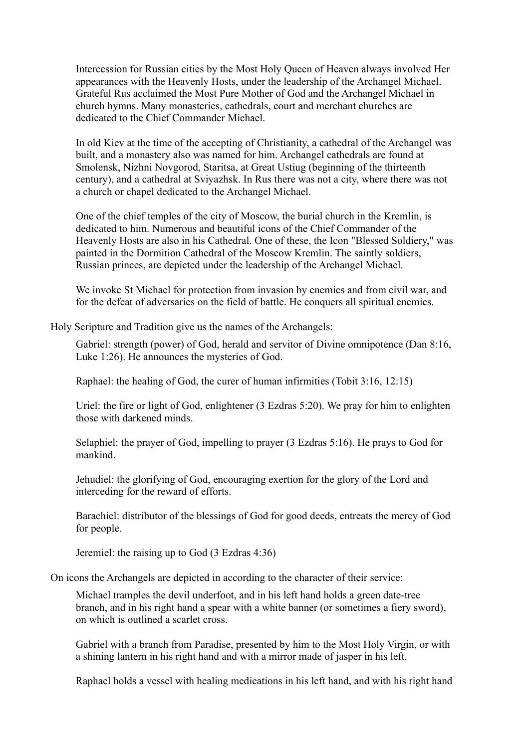Intercession for Russian cities by the Most Holy Queen of Heaven always involved Her appearances with the Heavenly Hosts, under the leadership of the Archangel Michael. Grateful Rus acclaimed the Most Pure Mother of God and the Archangel Michael in church hymns. Many monasteries, cathedrals, court and merchant churches are dedicated to the Chief Commander Michael.

In old Kiev at the time of the accepting of Christianity, a cathedral of the Archangel was built, and a monastery also was named for him. Archangel cathedrals are found at Smolensk, Nizhni Novgorod, Staritsa, at Great Ustiug (beginning of the thirteenth century), and a cathedral at Sviyazhsk. In Rus there was not a city, where there was not a church or chapel dedicated to the Archangel Michael.

One of the chief temples of the city of Moscow, the burial church in the Kremlin, is dedicated to him. Numerous and beautiful icons of the Chief Commander of the Heavenly Hosts are also in his Cathedral. One of these, the Icon "Blessed Soldiery," was painted in the Dormition Cathedral of the Moscow Kremlin. The saintly soldiers, Russian princes, are depicted under the leadership of the Archangel Michael.

We invoke St Michael for protection from invasion by enemies and from civil war, and for the defeat of adversaries on the field of battle. He conquers all spiritual enemies.

Holy Scripture and Tradition give us the names of the Archangels:

Gabriel: strength (power) of God, herald and servitor of Divine omnipotence (Dan 8:16, Luke 1:26). He announces the mysteries of God.

Raphael: the healing of God, the curer of human infirmities (Tobit 3:16, 12:15)

Uriel: the fire or light of God, enlightener (3 Ezdras 5:20). We pray for him to enlighten those with darkened minds.

Selaphiel: the prayer of God, impelling to prayer (3 Ezdras 5:16). He prays to God for mankind.

Jehudiel: the glorifying of God, encouraging exertion for the glory of the Lord and interceding for the reward of efforts.

Barachiel: distributor of the blessings of God for good deeds, entreats the mercy of God for people.

Jeremiel: the raising up to God (3 Ezdras 4:36)

On icons the Archangels are depicted in according to the character of their service:

Michael tramples the devil underfoot, and in his left hand holds a green date-tree branch, and in his right hand a spear with a white banner (or sometimes a fiery sword), on which is outlined a scarlet cross.

Gabriel with a branch from Paradise, presented by him to the Most Holy Virgin, or with a shining lantern in his right hand and with a mirror made of jasper in his left.

Raphael holds a vessel with healing medications in his left hand, and with his right hand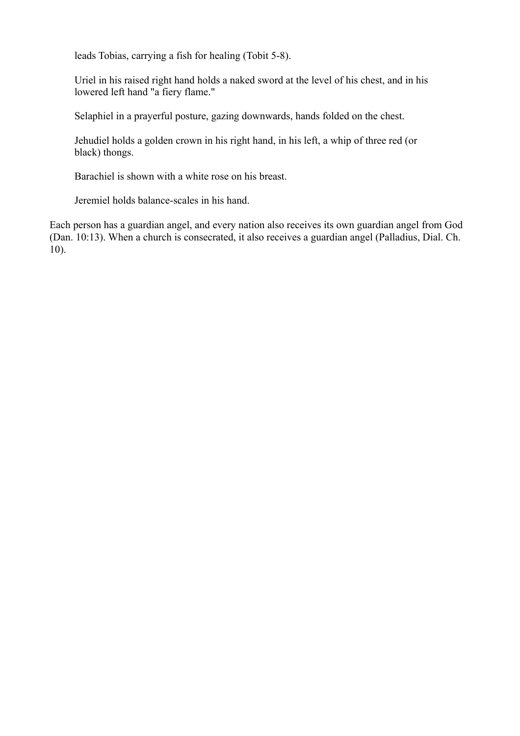leads Tobias, carrying a fish for healing (Tobit 5-8).

Uriel in his raised right hand holds a naked sword at the level of his chest, and in his lowered left hand "a fiery flame."

Selaphiel in a prayerful posture, gazing downwards, hands folded on the chest.

Jehudiel holds a golden crown in his right hand, in his left, a whip of three red (or black) thongs.

Barachiel is shown with a white rose on his breast.

Jeremiel holds balance-scales in his hand.

Each person has a guardian angel, and every nation also receives its own guardian angel from God (Dan. 10:13). When a church is consecrated, it also receives a guardian angel (Palladius, Dial. Ch. 10).